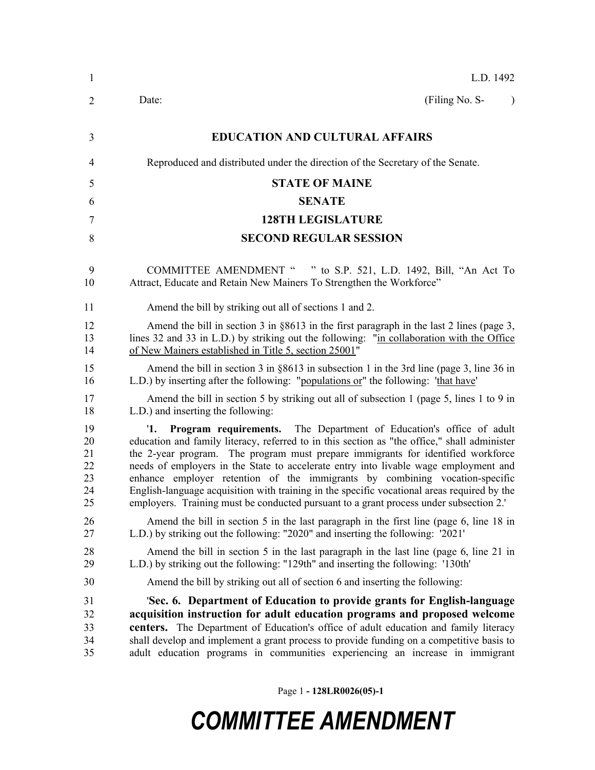L.D. 1492

Date: (Filing No. S- )

**EDUCATION AND CULTURAL AFFAIRS**

Reproduced and distributed under the direction of the Secretary of the Senate.

**STATE OF MAINE**

**SENATE**

**128TH LEGISLATURE**

**SECOND REGULAR SESSION**

COMMITTEE AMENDMENT " " to S.P. 521, L.D. 1492, Bill, "An Act To Attract, Educate and Retain New Mainers To Strengthen the Workforce"

Amend the bill by striking out all of sections 1 and 2.

Amend the bill in section 3 in §8613 in the first paragraph in the last 2 lines (page 3, lines 32 and 33 in L.D.) by striking out the following: "in collaboration with the Office of New Mainers established in Title 5, section 25001"

Amend the bill in section 3 in §8613 in subsection 1 in the 3rd line (page 3, line 36 in L.D.) by inserting after the following: "populations or" the following: 'that have'

Amend the bill in section 5 by striking out all of subsection 1 (page 5, lines 1 to 9 in L.D.) and inserting the following:

'**1. Program requirements.** The Department of Education's office of adult education and family literacy, referred to in this section as "the office," shall administer the 2-year program. The program must prepare immigrants for identified workforce needs of employers in the State to accelerate entry into livable wage employment and enhance employer retention of the immigrants by combining vocation-specific English-language acquisition with training in the specific vocational areas required by the employers. Training must be conducted pursuant to a grant process under subsection 2.'

Amend the bill in section 5 in the last paragraph in the first line (page 6, line 18 in L.D.) by striking out the following: "2020" and inserting the following: '2021'

Amend the bill in section 5 in the last paragraph in the last line (page 6, line 21 in L.D.) by striking out the following: "129th" and inserting the following: '130th'

Amend the bill by striking out all of section 6 and inserting the following:

'**Sec. 6. Department of Education to provide grants for English-language acquisition instruction for adult education programs and proposed welcome centers.** The Department of Education's office of adult education and family literacy shall develop and implement a grant process to provide funding on a competitive basis to adult education programs in communities experiencing an increase in immigrant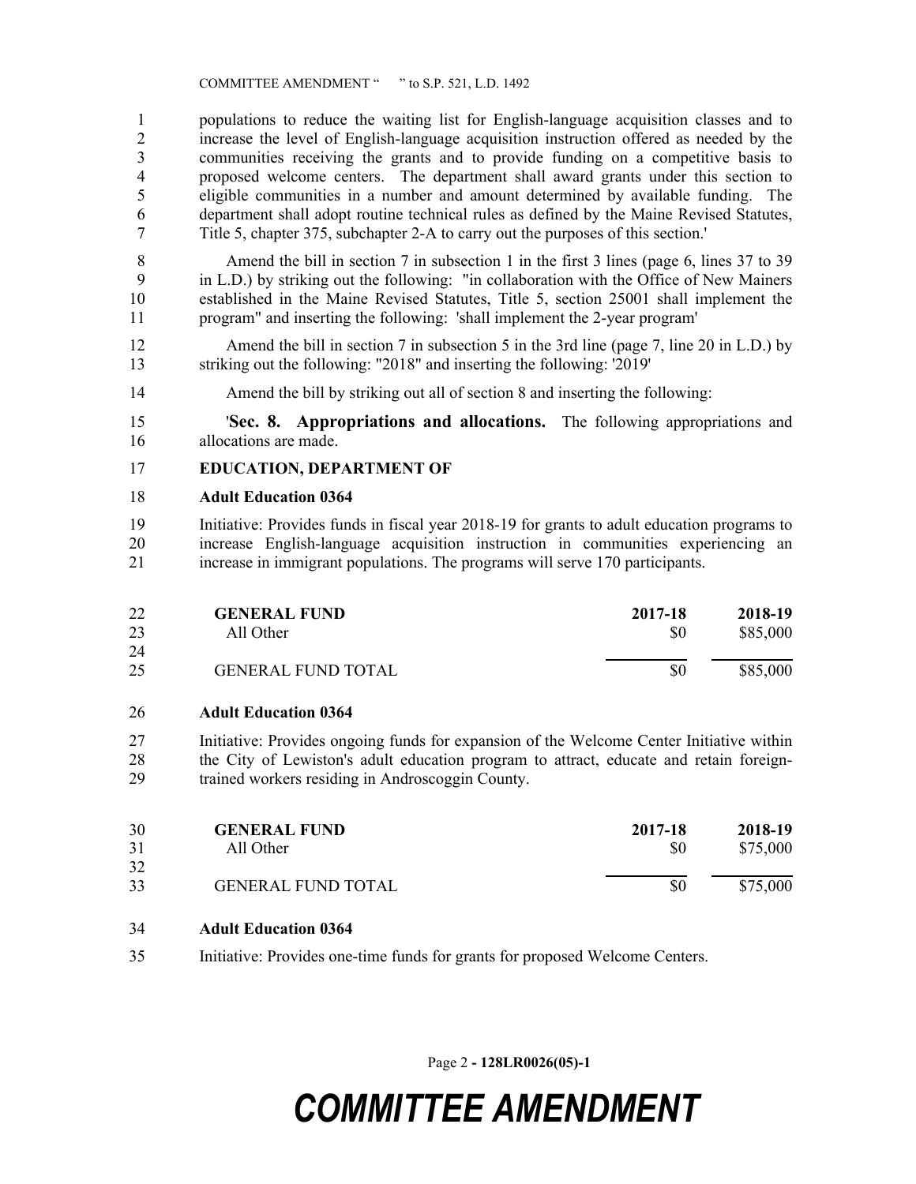populations to reduce the waiting list for English-language acquisition classes and to increase the level of English-language acquisition instruction offered as needed by the communities receiving the grants and to provide funding on a competitive basis to proposed welcome centers. The department shall award grants under this section to eligible communities in a number and amount determined by available funding. The department shall adopt routine technical rules as defined by the Maine Revised Statutes, Title 5, chapter 375, subchapter 2-A to carry out the purposes of this section.'

Amend the bill in section 7 in subsection 1 in the first 3 lines (page 6, lines 37 to 39 in L.D.) by striking out the following: "in collaboration with the Office of New Mainers established in the Maine Revised Statutes, Title 5, section 25001 shall implement the program" and inserting the following: 'shall implement the 2-year program'

Amend the bill in section 7 in subsection 5 in the 3rd line (page 7, line 20 in L.D.) by striking out the following: "2018" and inserting the following: '2019'

Amend the bill by striking out all of section 8 and inserting the following:

'**Sec. 8. Appropriations and allocations.** The following appropriations and allocations are made.

**EDUCATION, DEPARTMENT OF**

**Adult Education 0364**

Initiative: Provides funds in fiscal year 2018-19 for grants to adult education programs to increase English-language acquisition instruction in communities experiencing an increase in immigrant populations. The programs will serve 170 participants.

| GENERAL FUND | 2017-18 | 2018-19 |
|---|---|---|
| All Other | $0 | $85,000 |
| GENERAL FUND TOTAL | $0 | $85,000 |

**Adult Education 0364**

Initiative: Provides ongoing funds for expansion of the Welcome Center Initiative within the City of Lewiston's adult education program to attract, educate and retain foreign-trained workers residing in Androscoggin County.

| GENERAL FUND | 2017-18 | 2018-19 |
|---|---|---|
| All Other | $0 | $75,000 |
| GENERAL FUND TOTAL | $0 | $75,000 |

**Adult Education 0364**

Initiative: Provides one-time funds for grants for proposed Welcome Centers.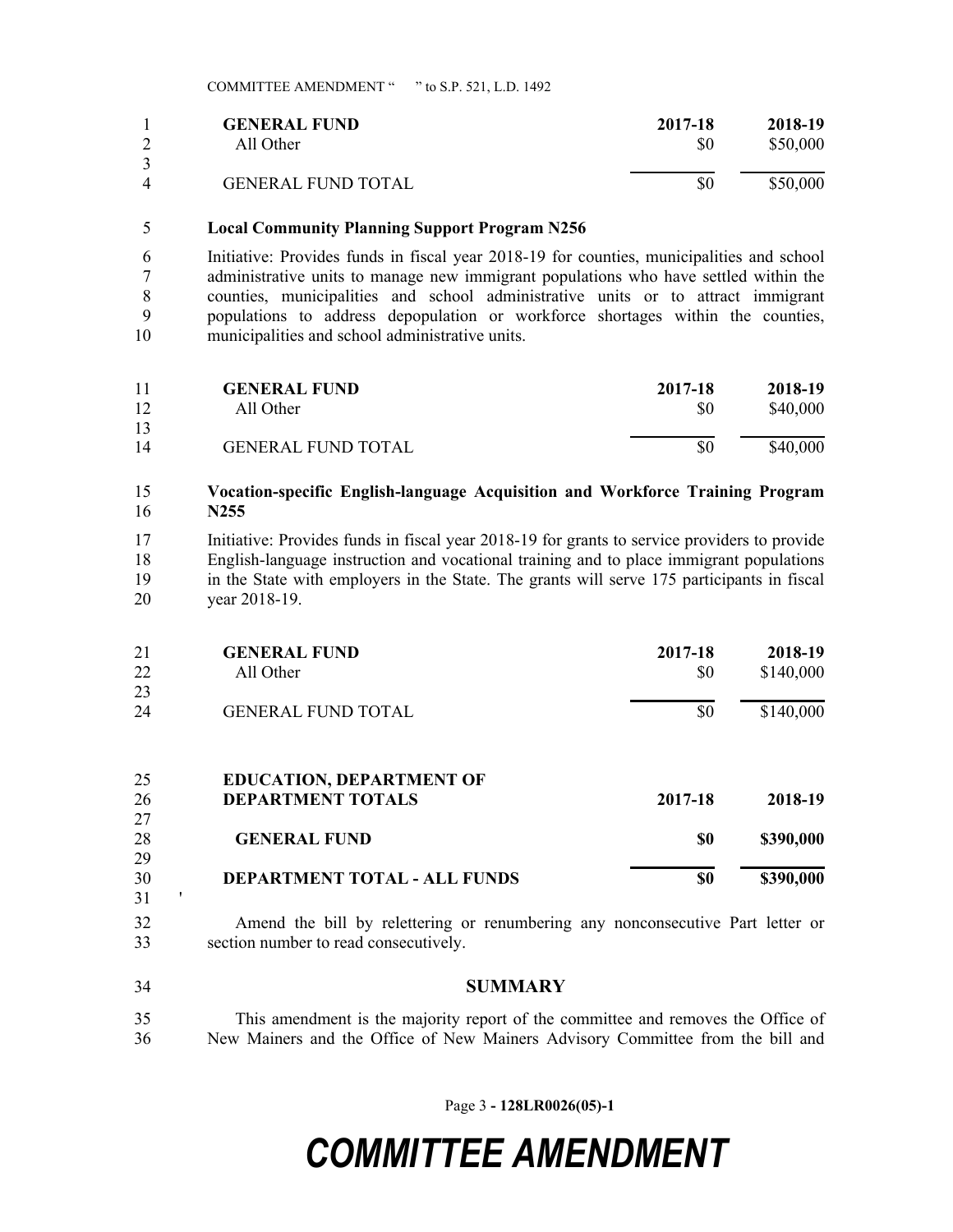| GENERAL FUND | 2017-18 | 2018-19 |
|---|---|---|
| All Other | $0 | $50,000 |
| GENERAL FUND TOTAL | $0 | $50,000 |

**Local Community Planning Support Program N256**

Initiative: Provides funds in fiscal year 2018-19 for counties, municipalities and school administrative units to manage new immigrant populations who have settled within the counties, municipalities and school administrative units or to attract immigrant populations to address depopulation or workforce shortages within the counties, municipalities and school administrative units.

| GENERAL FUND | 2017-18 | 2018-19 |
|---|---|---|
| All Other | $0 | $40,000 |
| GENERAL FUND TOTAL | $0 | $40,000 |

**Vocation-specific English-language Acquisition and Workforce Training Program N255**

Initiative: Provides funds in fiscal year 2018-19 for grants to service providers to provide English-language instruction and vocational training and to place immigrant populations in the State with employers in the State. The grants will serve 175 participants in fiscal year 2018-19.

| GENERAL FUND | 2017-18 | 2018-19 |
|---|---|---|
| All Other | $0 | $140,000 |
| GENERAL FUND TOTAL | $0 | $140,000 |

| EDUCATION, DEPARTMENT OF DEPARTMENT TOTALS | 2017-18 | 2018-19 |
|---|---|---|
| **GENERAL FUND** | **$0** | **$390,000** |
| **DEPARTMENT TOTAL - ALL FUNDS** | **$0** | **$390,000** |

'

Amend the bill by relettering or renumbering any nonconsecutive Part letter or section number to read consecutively.

## SUMMARY

This amendment is the majority report of the committee and removes the Office of New Mainers and the Office of New Mainers Advisory Committee from the bill and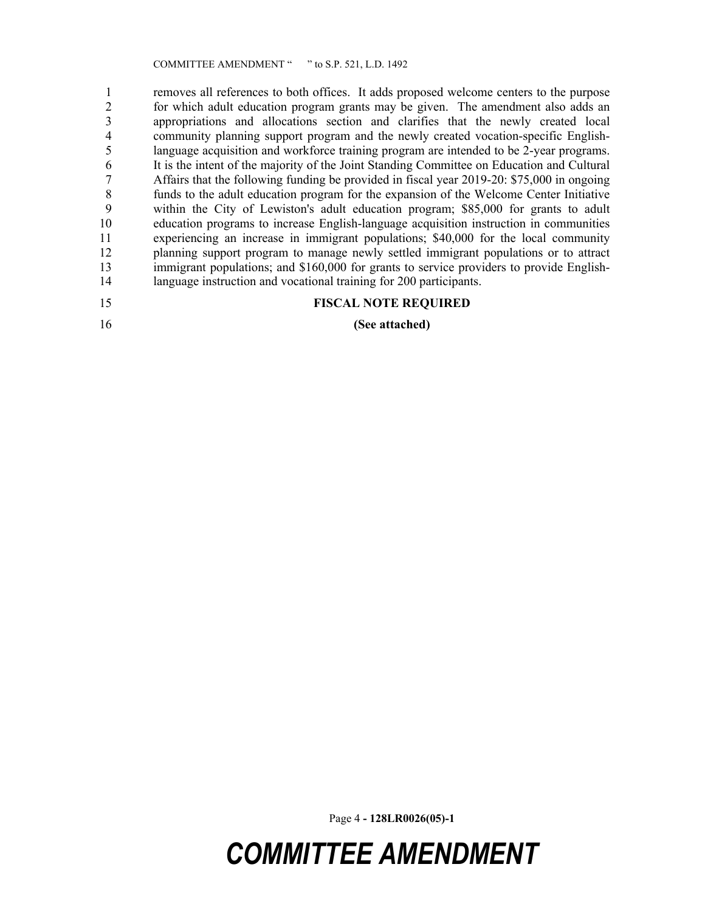removes all references to both offices. It adds proposed welcome centers to the purpose for which adult education program grants may be given. The amendment also adds an appropriations and allocations section and clarifies that the newly created local community planning support program and the newly created vocation-specific English-language acquisition and workforce training program are intended to be 2-year programs. It is the intent of the majority of the Joint Standing Committee on Education and Cultural Affairs that the following funding be provided in fiscal year 2019-20: $75,000 in ongoing funds to the adult education program for the expansion of the Welcome Center Initiative within the City of Lewiston's adult education program; $85,000 for grants to adult education programs to increase English-language acquisition instruction in communities experiencing an increase in immigrant populations; $40,000 for the local community planning support program to manage newly settled immigrant populations or to attract immigrant populations; and $160,000 for grants to service providers to provide English-language instruction and vocational training for 200 participants.

**FISCAL NOTE REQUIRED**

**(See attached)**